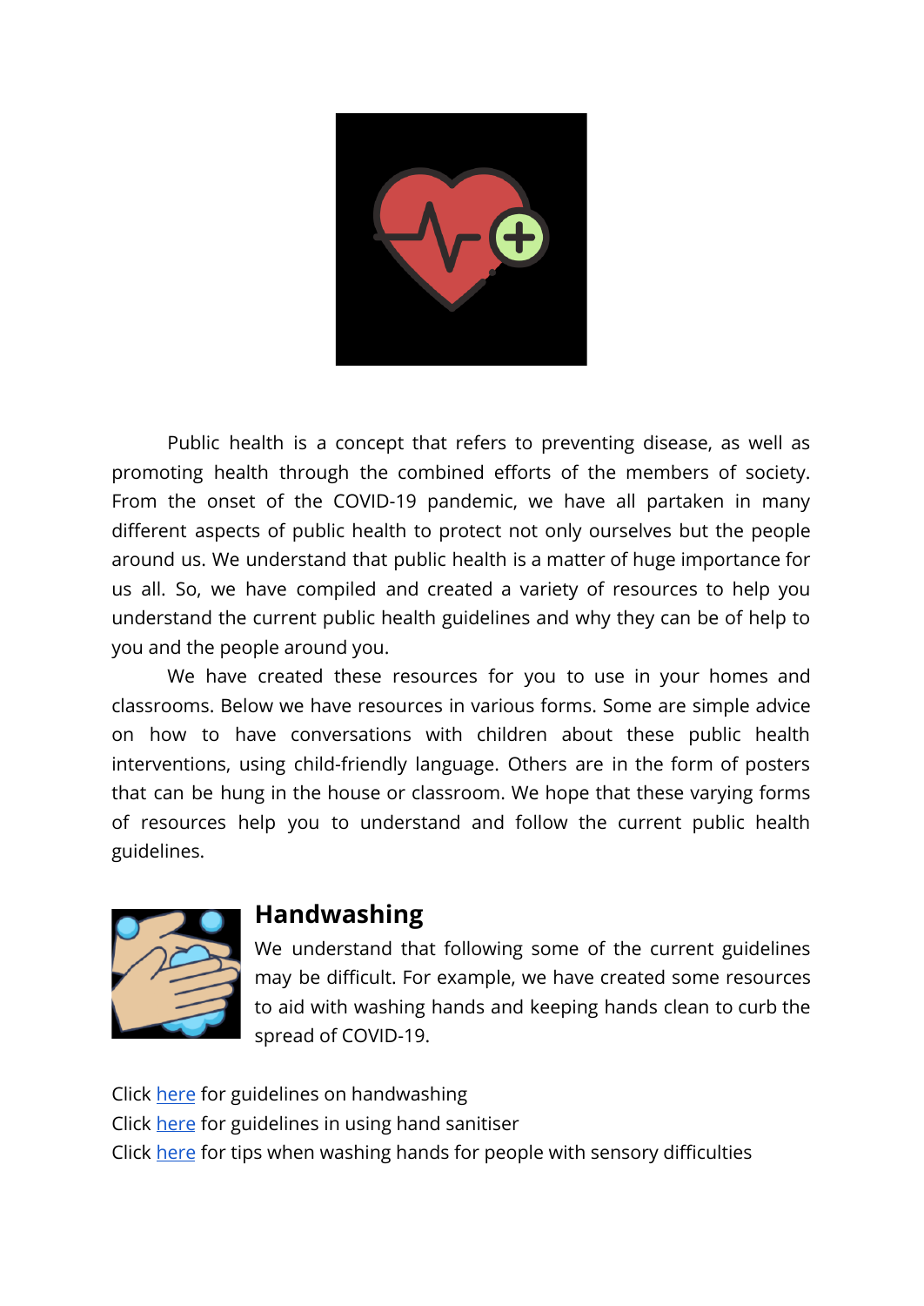Public health is a concept that refers to preventing disease, as well as promoting health through the combined efforts of the members of society. From the onset of the COVID-19 pandemic, we have all partaken in many different aspects of public health to protect not only ourselves but the people around us. We understand that public health is a matter of huge importance for us all. So, we have compiled and created a variety of resources to help you understand the current public health guidelines and why they can be of help to you and the people around you.

We have created these resources for you to use in your homes and classrooms. Below we have resources in various forms. Some are simple advice on how to have conversations with children about these public health interventions, using child-friendly language. Others are in the form of posters that can be hung in the house or classroom. We hope that these varying forms of resources help you to understand and follow the current public health guidelines.

## Handwashing

We understand that following some of the current guidelines may be difficult. For example, we have created some resources to aid with washing hands and keeping hands clean to curb the spread of COVID-19.

Click here for guidelines on handwashing
Click here for guidelines in using hand sanitiser
Click here for tips when washing hands for people with sensory difficulties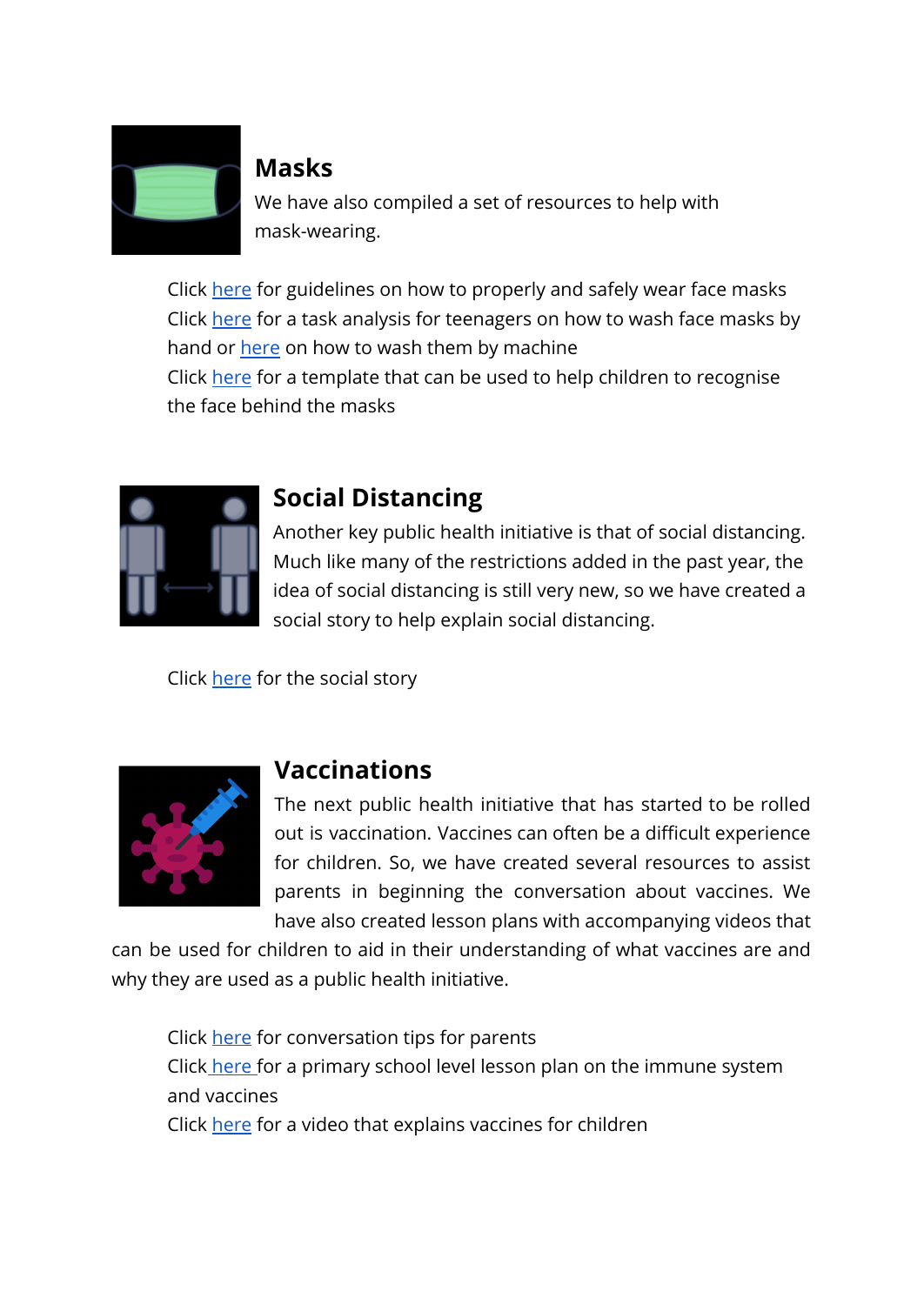## Masks

We have also compiled a set of resources to help with mask-wearing.

Click here for guidelines on how to properly and safely wear face masks
Click here for a task analysis for teenagers on how to wash face masks by hand or here on how to wash them by machine
Click here for a template that can be used to help children to recognise the face behind the masks

## Social Distancing

Another key public health initiative is that of social distancing. Much like many of the restrictions added in the past year, the idea of social distancing is still very new, so we have created a social story to help explain social distancing.

Click here for the social story

## Vaccinations

The next public health initiative that has started to be rolled out is vaccination. Vaccines can often be a difficult experience for children. So, we have created several resources to assist parents in beginning the conversation about vaccines. We have also created lesson plans with accompanying videos that can be used for children to aid in their understanding of what vaccines are and why they are used as a public health initiative.

Click here for conversation tips for parents
Click here for a primary school level lesson plan on the immune system and vaccines
Click here for a video that explains vaccines for children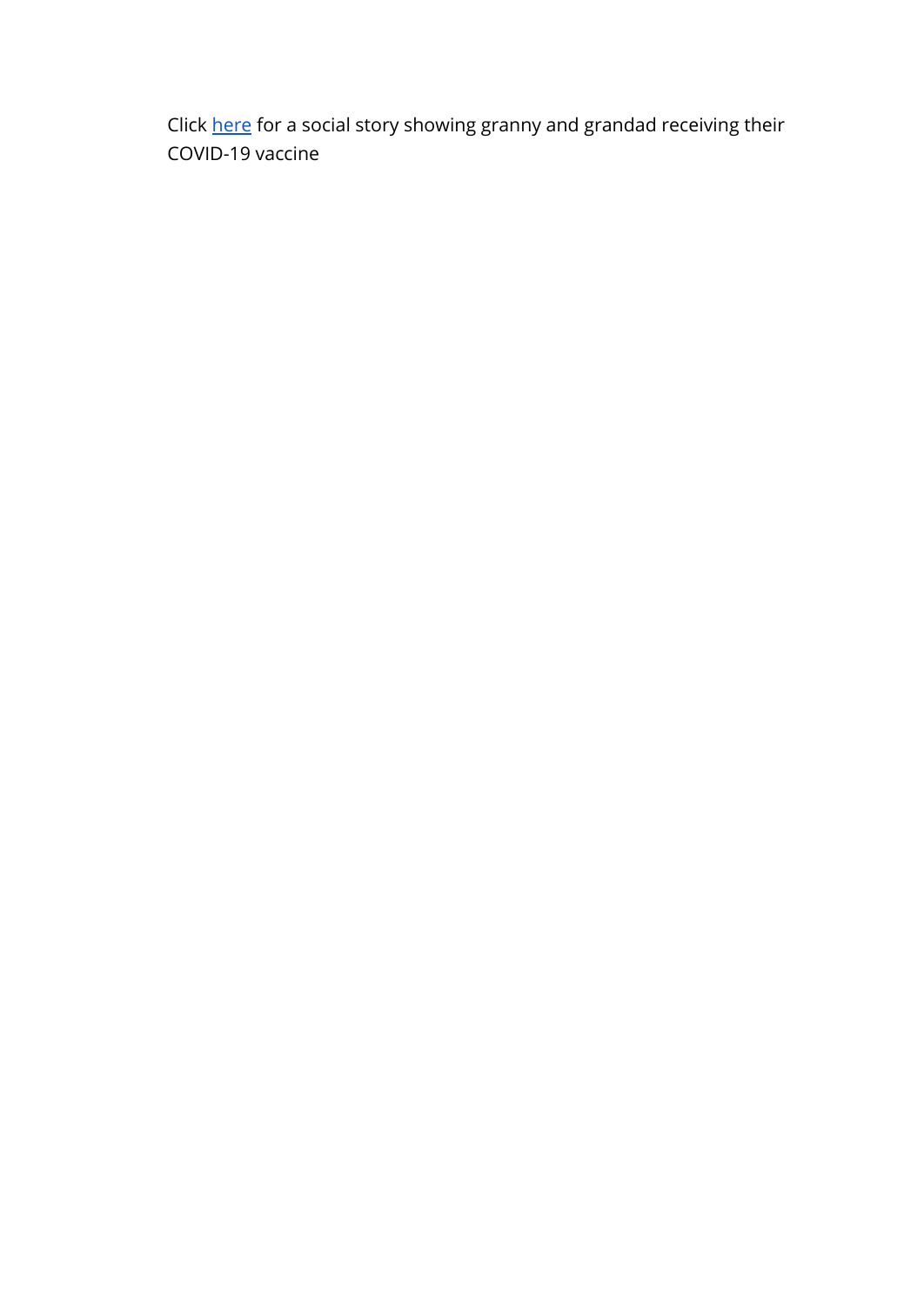Click [here]() for a social story showing granny and grandad receiving their COVID-19 vaccine